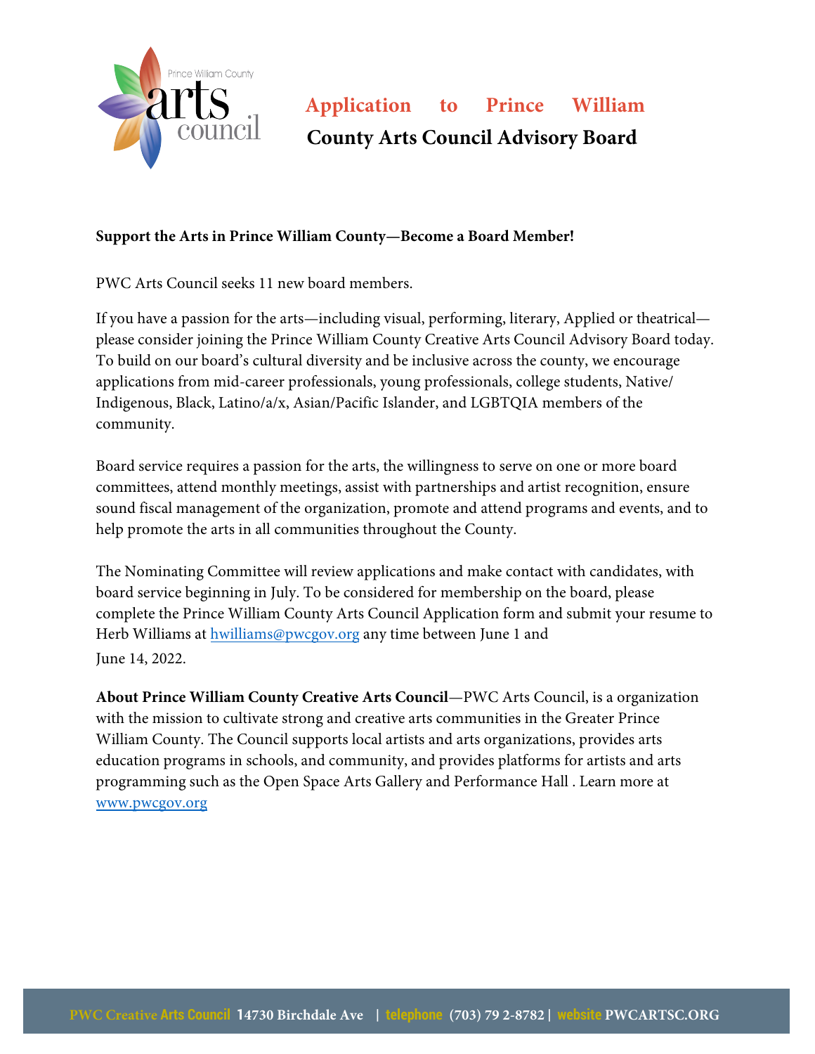# Application to Prince William County Arts Council Advisory Board

**Support the Arts in Prince William County—Become a Board Member!**

PWC Arts Council seeks 11 new board members.

If you have a passion for the arts—including visual, performing, literary, Applied or theatrical—please consider joining the Prince William County Creative Arts Council Advisory Board today. To build on our board's cultural diversity and be inclusive across the county, we encourage applications from mid-career professionals, young professionals, college students, Native/ Indigenous, Black, Latino/a/x, Asian/Pacific Islander, and LGBTQIA members of the community.

Board service requires a passion for the arts, the willingness to serve on one or more board committees, attend monthly meetings, assist with partnerships and artist recognition, ensure sound fiscal management of the organization, promote and attend programs and events, and to help promote the arts in all communities throughout the County.

The Nominating Committee will review applications and make contact with candidates, with board service beginning in July. To be considered for membership on the board, please complete the Prince William County Arts Council Application form and submit your resume to Herb Williams at hwilliams@pwcgov.org any time between June 1 and June 14, 2022.

**About Prince William County Creative Arts Council**—PWC Arts Council, is a organization with the mission to cultivate strong and creative arts communities in the Greater Prince William County. The Council supports local artists and arts organizations, provides arts education programs in schools, and community, and provides platforms for artists and arts programming such as the Open Space Arts Gallery and Performance Hall . Learn more at www.pwcgov.org

PWC Creative Arts Council 14730 Birchdale Ave | telephone (703) 79 2-8782 | website PWCARTSC.ORG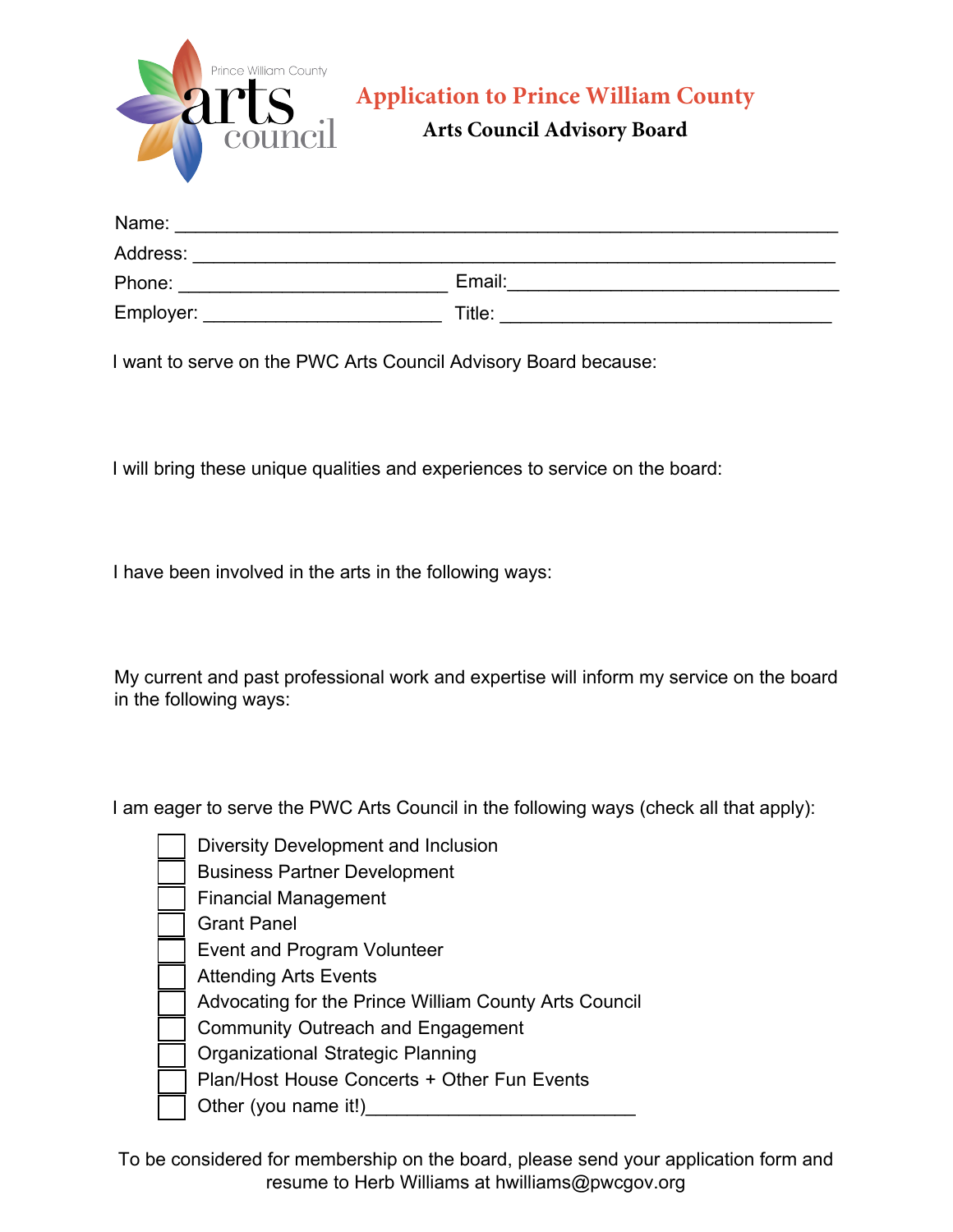Prince William County arts council

# Application to Prince William County

## Arts Council Advisory Board

Name: ___________________________________________________________

Address: _________________________________________________________

Phone: __________________________ Email:________________________________

Employer: _______________________ Title: ________________________________

I want to serve on the PWC Arts Council Advisory Board because:

I will bring these unique qualities and experiences to service on the board:

I have been involved in the arts in the following ways:

My current and past professional work and expertise will inform my service on the board in the following ways:

I am eager to serve the PWC Arts Council in the following ways (check all that apply):

- [ ] Diversity Development and Inclusion
- [ ] Business Partner Development
- [ ] Financial Management
- [ ] Grant Panel
- [ ] Event and Program Volunteer
- [ ] Attending Arts Events
- [ ] Advocating for the Prince William County Arts Council
- [ ] Community Outreach and Engagement
- [ ] Organizational Strategic Planning
- [ ] Plan/Host House Concerts + Other Fun Events
- [ ] Other (you name it!)__________________________

To be considered for membership on the board, please send your application form and resume to Herb Williams at hwilliams@pwcgov.org